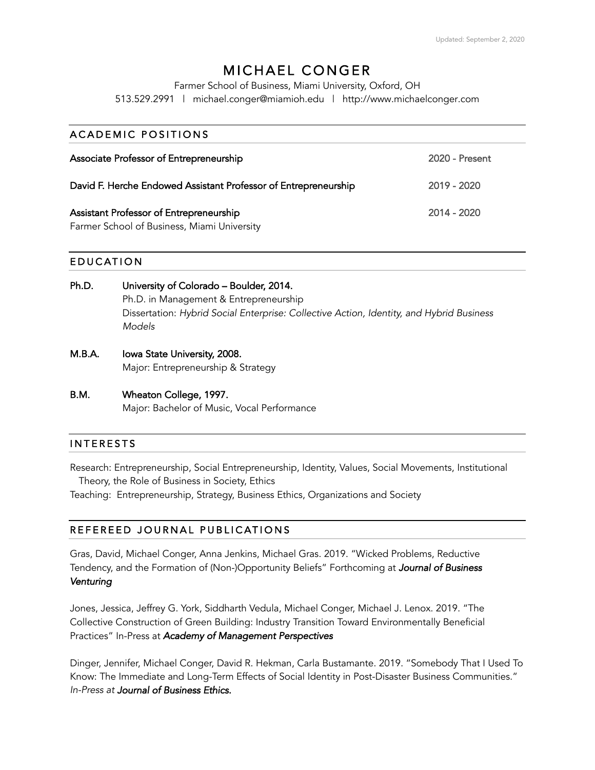Updated: September 2, 2020

# MICHAEL CONGER

Farmer School of Business, Miami University, Oxford, OH

513.529.2991 | michael.conger@miamioh.edu | http://www.michaelconger.com

## ACADEMIC POSITIONS

**Associate Professor of Entrepreneurship** 2020 - Present

**David F. Herche Endowed Assistant Professor of Entrepreneurship** 2019 - 2020

**Assistant Professor of Entrepreneurship** 2014 - 2020
Farmer School of Business, Miami University

## EDUCATION

**Ph.D.** **University of Colorado – Boulder, 2014.**
Ph.D. in Management & Entrepreneurship
Dissertation: *Hybrid Social Enterprise: Collective Action, Identity, and Hybrid Business Models*

**M.B.A.** **Iowa State University, 2008.**
Major: Entrepreneurship & Strategy

**B.M.** **Wheaton College, 1997.**
Major: Bachelor of Music, Vocal Performance

## INTERESTS

Research: Entrepreneurship, Social Entrepreneurship, Identity, Values, Social Movements, Institutional Theory, the Role of Business in Society, Ethics

Teaching: Entrepreneurship, Strategy, Business Ethics, Organizations and Society

## REFEREED JOURNAL PUBLICATIONS

Gras, David, Michael Conger, Anna Jenkins, Michael Gras. 2019. "Wicked Problems, Reductive Tendency, and the Formation of (Non-)Opportunity Beliefs" Forthcoming at ***Journal of Business Venturing***

Jones, Jessica, Jeffrey G. York, Siddharth Vedula, Michael Conger, Michael J. Lenox. 2019. "The Collective Construction of Green Building: Industry Transition Toward Environmentally Beneficial Practices" In-Press at ***Academy of Management Perspectives***

Dinger, Jennifer, Michael Conger, David R. Hekman, Carla Bustamante. 2019. "Somebody That I Used To Know: The Immediate and Long-Term Effects of Social Identity in Post-Disaster Business Communities." *In-Press at* ***Journal of Business Ethics.***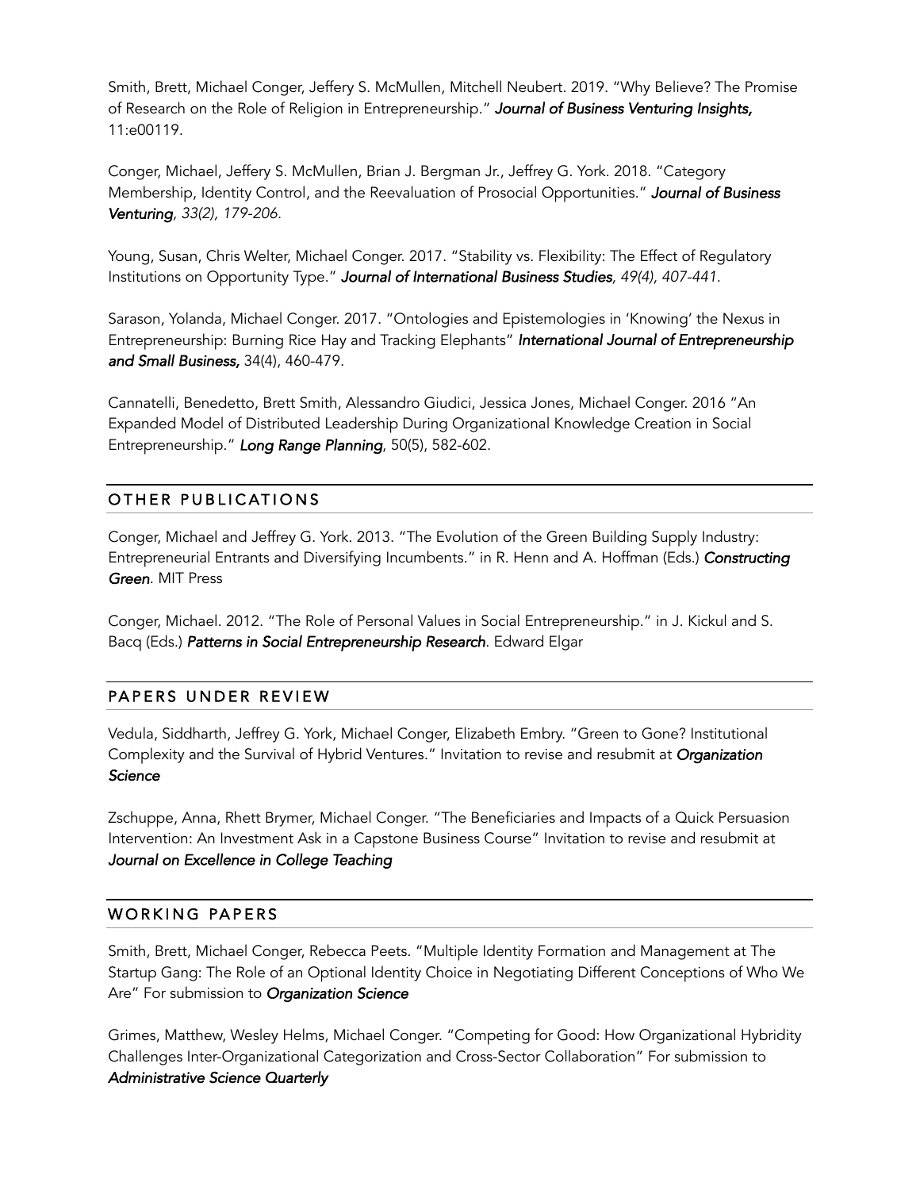Smith, Brett, Michael Conger, Jeffery S. McMullen, Mitchell Neubert. 2019. "Why Believe? The Promise of Research on the Role of Religion in Entrepreneurship." ***Journal of Business Venturing Insights,*** 11:e00119.

Conger, Michael, Jeffery S. McMullen, Brian J. Bergman Jr., Jeffrey G. York. 2018. "Category Membership, Identity Control, and the Reevaluation of Prosocial Opportunities." ***Journal of Business Venturing****, 33(2), 179-206.*

Young, Susan, Chris Welter, Michael Conger. 2017. "Stability vs. Flexibility: The Effect of Regulatory Institutions on Opportunity Type." ***Journal of International Business Studies****, 49(4), 407-441.*

Sarason, Yolanda, Michael Conger. 2017. "Ontologies and Epistemologies in 'Knowing' the Nexus in Entrepreneurship: Burning Rice Hay and Tracking Elephants" ***International Journal of Entrepreneurship and Small Business,*** 34(4), 460-479.

Cannatelli, Benedetto, Brett Smith, Alessandro Giudici, Jessica Jones, Michael Conger. 2016 "An Expanded Model of Distributed Leadership During Organizational Knowledge Creation in Social Entrepreneurship." ***Long Range Planning***, 50(5), 582-602.

## OTHER PUBLICATIONS

Conger, Michael and Jeffrey G. York. 2013. "The Evolution of the Green Building Supply Industry: Entrepreneurial Entrants and Diversifying Incumbents." in R. Henn and A. Hoffman (Eds.) ***Constructing Green***. MIT Press

Conger, Michael. 2012. "The Role of Personal Values in Social Entrepreneurship." in J. Kickul and S. Bacq (Eds.) ***Patterns in Social Entrepreneurship Research***. Edward Elgar

## PAPERS UNDER REVIEW

Vedula, Siddharth, Jeffrey G. York, Michael Conger, Elizabeth Embry. "Green to Gone? Institutional Complexity and the Survival of Hybrid Ventures." Invitation to revise and resubmit at ***Organization Science***

Zschuppe, Anna, Rhett Brymer, Michael Conger. "The Beneficiaries and Impacts of a Quick Persuasion Intervention: An Investment Ask in a Capstone Business Course" Invitation to revise and resubmit at ***Journal on Excellence in College Teaching***

## WORKING PAPERS

Smith, Brett, Michael Conger, Rebecca Peets. "Multiple Identity Formation and Management at The Startup Gang: The Role of an Optional Identity Choice in Negotiating Different Conceptions of Who We Are" For submission to ***Organization Science***

Grimes, Matthew, Wesley Helms, Michael Conger. "Competing for Good: How Organizational Hybridity Challenges Inter-Organizational Categorization and Cross-Sector Collaboration" For submission to ***Administrative Science Quarterly***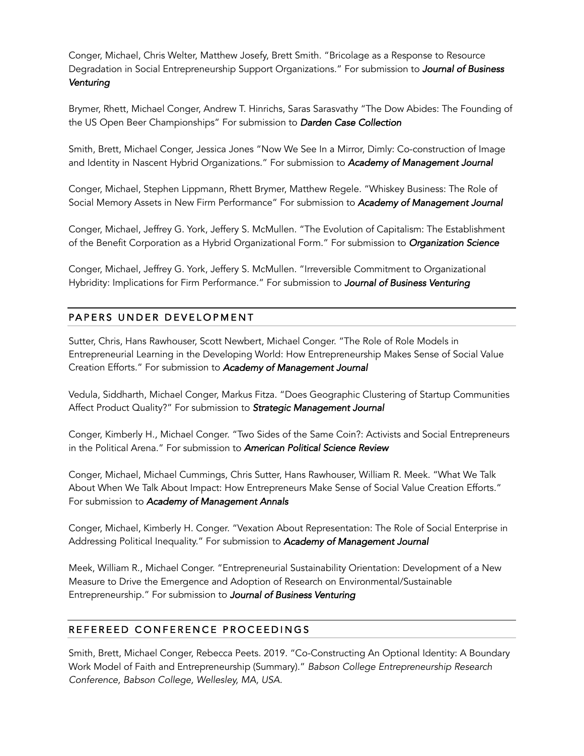Conger, Michael, Chris Welter, Matthew Josefy, Brett Smith. "Bricolage as a Response to Resource Degradation in Social Entrepreneurship Support Organizations." For submission to ***Journal of Business Venturing***

Brymer, Rhett, Michael Conger, Andrew T. Hinrichs, Saras Sarasvathy "The Dow Abides: The Founding of the US Open Beer Championships" For submission to ***Darden Case Collection***

Smith, Brett, Michael Conger, Jessica Jones "Now We See In a Mirror, Dimly: Co-construction of Image and Identity in Nascent Hybrid Organizations." For submission to ***Academy of Management Journal***

Conger, Michael, Stephen Lippmann, Rhett Brymer, Matthew Regele. "Whiskey Business: The Role of Social Memory Assets in New Firm Performance" For submission to ***Academy of Management Journal***

Conger, Michael, Jeffrey G. York, Jeffery S. McMullen. "The Evolution of Capitalism: The Establishment of the Benefit Corporation as a Hybrid Organizational Form." For submission to ***Organization Science***

Conger, Michael, Jeffrey G. York, Jeffery S. McMullen. "Irreversible Commitment to Organizational Hybridity: Implications for Firm Performance." For submission to ***Journal of Business Venturing***

## PAPERS UNDER DEVELOPMENT

Sutter, Chris, Hans Rawhouser, Scott Newbert, Michael Conger. "The Role of Role Models in Entrepreneurial Learning in the Developing World: How Entrepreneurship Makes Sense of Social Value Creation Efforts." For submission to ***Academy of Management Journal***

Vedula, Siddharth, Michael Conger, Markus Fitza. "Does Geographic Clustering of Startup Communities Affect Product Quality?" For submission to ***Strategic Management Journal***

Conger, Kimberly H., Michael Conger. "Two Sides of the Same Coin?: Activists and Social Entrepreneurs in the Political Arena." For submission to ***American Political Science Review***

Conger, Michael, Michael Cummings, Chris Sutter, Hans Rawhouser, William R. Meek. "What We Talk About When We Talk About Impact: How Entrepreneurs Make Sense of Social Value Creation Efforts." For submission to ***Academy of Management Annals***

Conger, Michael, Kimberly H. Conger. "Vexation About Representation: The Role of Social Enterprise in Addressing Political Inequality." For submission to ***Academy of Management Journal***

Meek, William R., Michael Conger. "Entrepreneurial Sustainability Orientation: Development of a New Measure to Drive the Emergence and Adoption of Research on Environmental/Sustainable Entrepreneurship." For submission to ***Journal of Business Venturing***

## REFEREED CONFERENCE PROCEEDINGS

Smith, Brett, Michael Conger, Rebecca Peets. 2019. "Co-Constructing An Optional Identity: A Boundary Work Model of Faith and Entrepreneurship (Summary)." *Babson College Entrepreneurship Research Conference, Babson College, Wellesley, MA, USA.*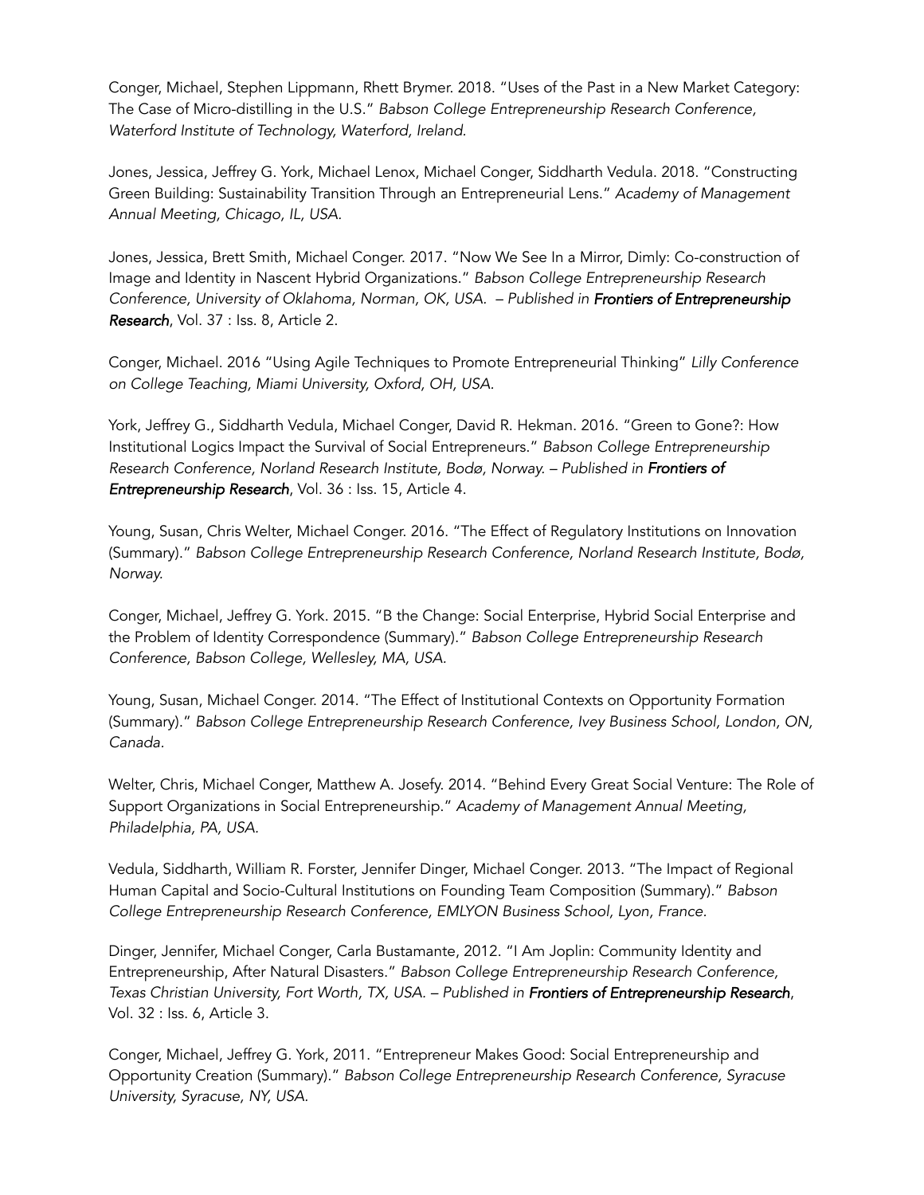Conger, Michael, Stephen Lippmann, Rhett Brymer. 2018. "Uses of the Past in a New Market Category: The Case of Micro-distilling in the U.S." *Babson College Entrepreneurship Research Conference, Waterford Institute of Technology, Waterford, Ireland.*

Jones, Jessica, Jeffrey G. York, Michael Lenox, Michael Conger, Siddharth Vedula. 2018. "Constructing Green Building: Sustainability Transition Through an Entrepreneurial Lens." *Academy of Management Annual Meeting, Chicago, IL, USA.*

Jones, Jessica, Brett Smith, Michael Conger. 2017. "Now We See In a Mirror, Dimly: Co-construction of Image and Identity in Nascent Hybrid Organizations." *Babson College Entrepreneurship Research Conference, University of Oklahoma, Norman, OK, USA. – Published in* ***Frontiers of Entrepreneurship Research***, Vol. 37 : Iss. 8, Article 2.

Conger, Michael. 2016 "Using Agile Techniques to Promote Entrepreneurial Thinking" *Lilly Conference on College Teaching, Miami University, Oxford, OH, USA.*

York, Jeffrey G., Siddharth Vedula, Michael Conger, David R. Hekman. 2016. "Green to Gone?: How Institutional Logics Impact the Survival of Social Entrepreneurs." *Babson College Entrepreneurship Research Conference, Norland Research Institute, Bodø, Norway. – Published in* ***Frontiers of Entrepreneurship Research***, Vol. 36 : Iss. 15, Article 4.

Young, Susan, Chris Welter, Michael Conger. 2016. "The Effect of Regulatory Institutions on Innovation (Summary)." *Babson College Entrepreneurship Research Conference, Norland Research Institute, Bodø, Norway.*

Conger, Michael, Jeffrey G. York. 2015. "B the Change: Social Enterprise, Hybrid Social Enterprise and the Problem of Identity Correspondence (Summary)." *Babson College Entrepreneurship Research Conference, Babson College, Wellesley, MA, USA.*

Young, Susan, Michael Conger. 2014. "The Effect of Institutional Contexts on Opportunity Formation (Summary)." *Babson College Entrepreneurship Research Conference, Ivey Business School, London, ON, Canada.*

Welter, Chris, Michael Conger, Matthew A. Josefy. 2014. "Behind Every Great Social Venture: The Role of Support Organizations in Social Entrepreneurship." *Academy of Management Annual Meeting, Philadelphia, PA, USA.*

Vedula, Siddharth, William R. Forster, Jennifer Dinger, Michael Conger. 2013. "The Impact of Regional Human Capital and Socio-Cultural Institutions on Founding Team Composition (Summary)." *Babson College Entrepreneurship Research Conference, EMLYON Business School, Lyon, France.*

Dinger, Jennifer, Michael Conger, Carla Bustamante, 2012. "I Am Joplin: Community Identity and Entrepreneurship, After Natural Disasters." *Babson College Entrepreneurship Research Conference, Texas Christian University, Fort Worth, TX, USA. – Published in* ***Frontiers of Entrepreneurship Research***, Vol. 32 : Iss. 6, Article 3.

Conger, Michael, Jeffrey G. York, 2011. "Entrepreneur Makes Good: Social Entrepreneurship and Opportunity Creation (Summary)." *Babson College Entrepreneurship Research Conference, Syracuse University, Syracuse, NY, USA.*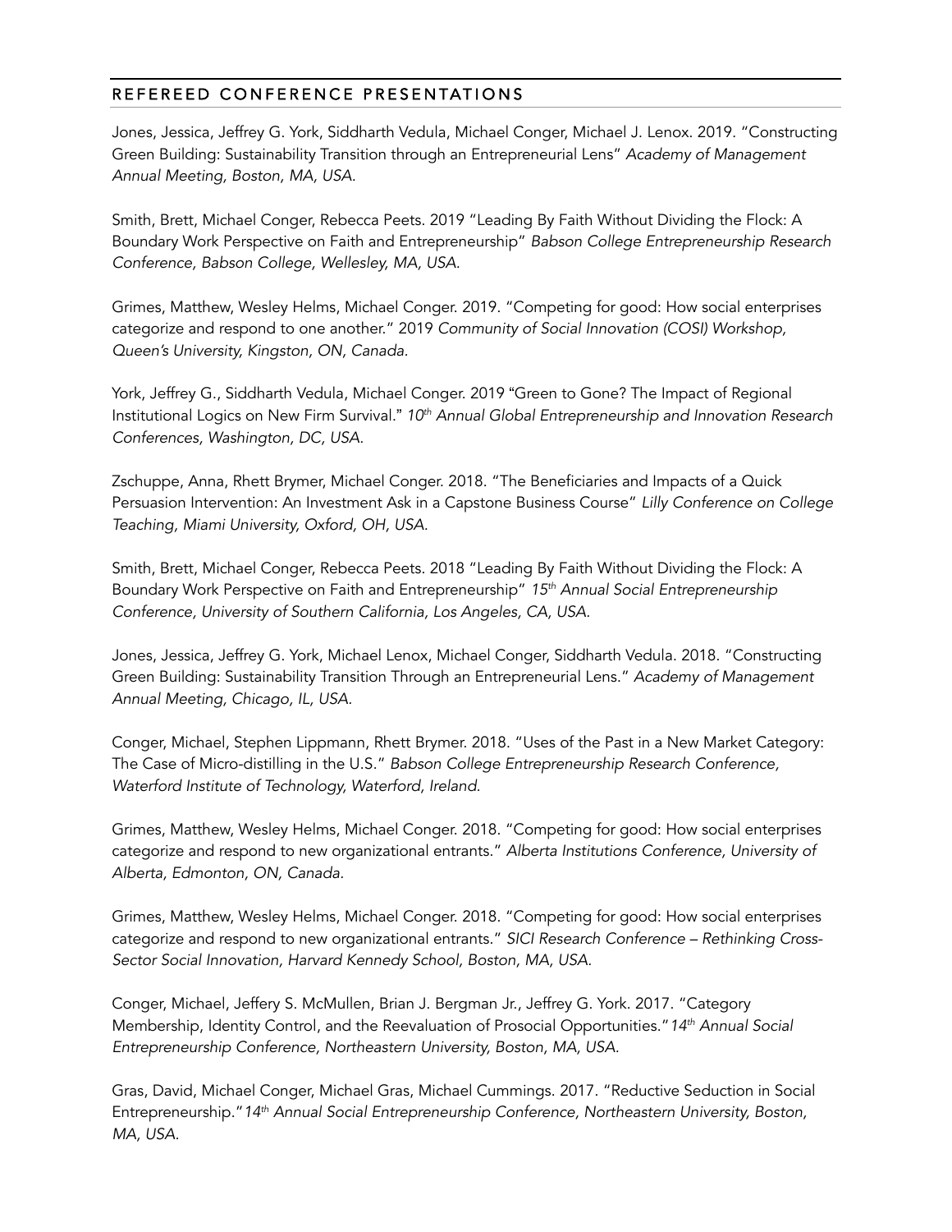## REFEREED CONFERENCE PRESENTATIONS

Jones, Jessica, Jeffrey G. York, Siddharth Vedula, Michael Conger, Michael J. Lenox. 2019. "Constructing Green Building: Sustainability Transition through an Entrepreneurial Lens" *Academy of Management Annual Meeting, Boston, MA, USA.*

Smith, Brett, Michael Conger, Rebecca Peets. 2019 "Leading By Faith Without Dividing the Flock: A Boundary Work Perspective on Faith and Entrepreneurship" *Babson College Entrepreneurship Research Conference, Babson College, Wellesley, MA, USA.*

Grimes, Matthew, Wesley Helms, Michael Conger. 2019. "Competing for good: How social enterprises categorize and respond to one another." 2019 *Community of Social Innovation (COSI) Workshop, Queen's University, Kingston, ON, Canada.*

York, Jeffrey G., Siddharth Vedula, Michael Conger. 2019 "Green to Gone? The Impact of Regional Institutional Logics on New Firm Survival." *10th Annual Global Entrepreneurship and Innovation Research Conferences, Washington, DC, USA.*

Zschuppe, Anna, Rhett Brymer, Michael Conger. 2018. "The Beneficiaries and Impacts of a Quick Persuasion Intervention: An Investment Ask in a Capstone Business Course" *Lilly Conference on College Teaching, Miami University, Oxford, OH, USA.*

Smith, Brett, Michael Conger, Rebecca Peets. 2018 "Leading By Faith Without Dividing the Flock: A Boundary Work Perspective on Faith and Entrepreneurship" *15th Annual Social Entrepreneurship Conference, University of Southern California, Los Angeles, CA, USA.*

Jones, Jessica, Jeffrey G. York, Michael Lenox, Michael Conger, Siddharth Vedula. 2018. "Constructing Green Building: Sustainability Transition Through an Entrepreneurial Lens." *Academy of Management Annual Meeting, Chicago, IL, USA.*

Conger, Michael, Stephen Lippmann, Rhett Brymer. 2018. "Uses of the Past in a New Market Category: The Case of Micro-distilling in the U.S." *Babson College Entrepreneurship Research Conference, Waterford Institute of Technology, Waterford, Ireland.*

Grimes, Matthew, Wesley Helms, Michael Conger. 2018. "Competing for good: How social enterprises categorize and respond to new organizational entrants." *Alberta Institutions Conference, University of Alberta, Edmonton, ON, Canada.*

Grimes, Matthew, Wesley Helms, Michael Conger. 2018. "Competing for good: How social enterprises categorize and respond to new organizational entrants." *SICI Research Conference – Rethinking Cross-Sector Social Innovation, Harvard Kennedy School, Boston, MA, USA.*

Conger, Michael, Jeffery S. McMullen, Brian J. Bergman Jr., Jeffrey G. York. 2017. "Category Membership, Identity Control, and the Reevaluation of Prosocial Opportunities."*14th Annual Social Entrepreneurship Conference, Northeastern University, Boston, MA, USA.*

Gras, David, Michael Conger, Michael Gras, Michael Cummings. 2017. "Reductive Seduction in Social Entrepreneurship."*14th Annual Social Entrepreneurship Conference, Northeastern University, Boston, MA, USA.*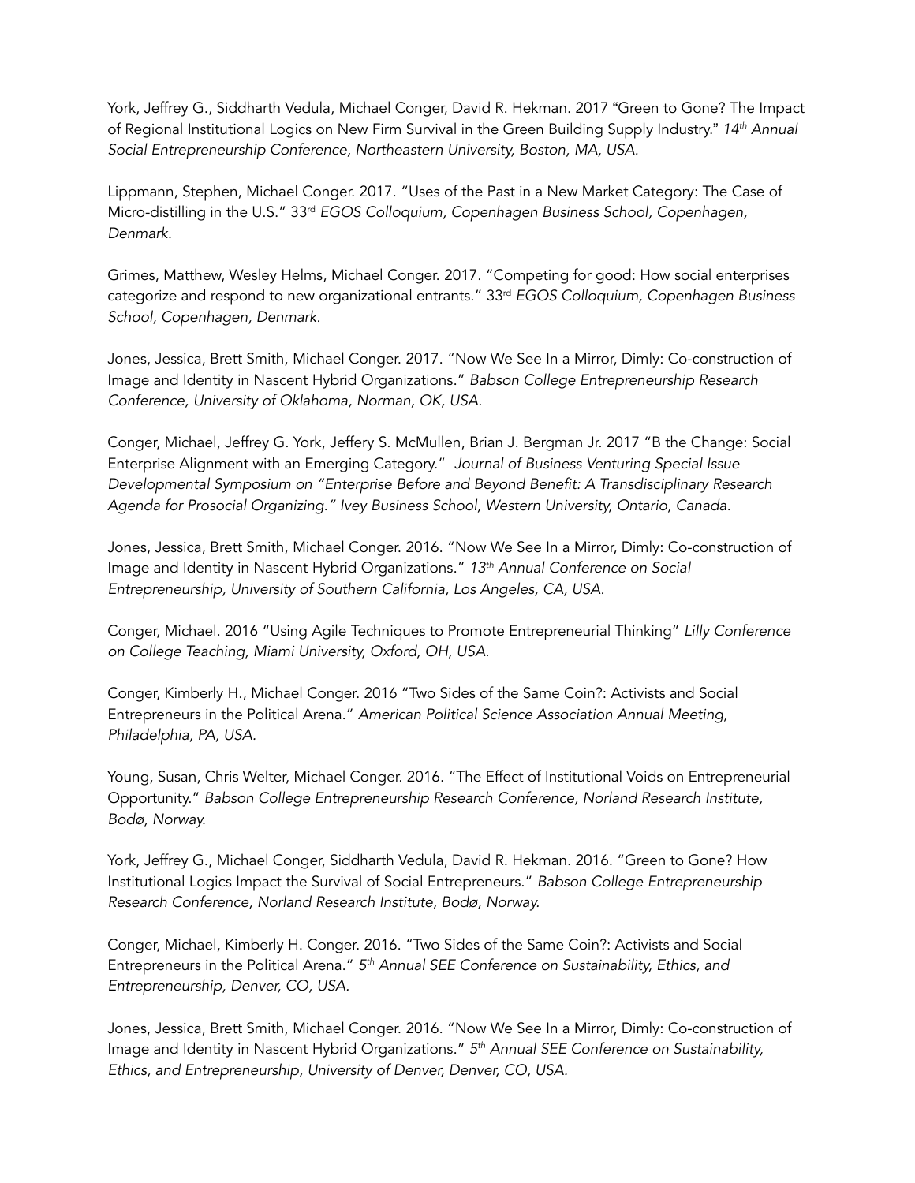York, Jeffrey G., Siddharth Vedula, Michael Conger, David R. Hekman. 2017 "Green to Gone? The Impact of Regional Institutional Logics on New Firm Survival in the Green Building Supply Industry." *14th Annual Social Entrepreneurship Conference, Northeastern University, Boston, MA, USA.*

Lippmann, Stephen, Michael Conger. 2017. "Uses of the Past in a New Market Category: The Case of Micro-distilling in the U.S." 33rd *EGOS Colloquium, Copenhagen Business School, Copenhagen, Denmark.*

Grimes, Matthew, Wesley Helms, Michael Conger. 2017. "Competing for good: How social enterprises categorize and respond to new organizational entrants." 33rd *EGOS Colloquium, Copenhagen Business School, Copenhagen, Denmark.*

Jones, Jessica, Brett Smith, Michael Conger. 2017. "Now We See In a Mirror, Dimly: Co-construction of Image and Identity in Nascent Hybrid Organizations." *Babson College Entrepreneurship Research Conference, University of Oklahoma, Norman, OK, USA.*

Conger, Michael, Jeffrey G. York, Jeffery S. McMullen, Brian J. Bergman Jr. 2017 "B the Change: Social Enterprise Alignment with an Emerging Category." *Journal of Business Venturing Special Issue Developmental Symposium on "Enterprise Before and Beyond Benefit: A Transdisciplinary Research Agenda for Prosocial Organizing." Ivey Business School, Western University, Ontario, Canada.*

Jones, Jessica, Brett Smith, Michael Conger. 2016. "Now We See In a Mirror, Dimly: Co-construction of Image and Identity in Nascent Hybrid Organizations." *13th Annual Conference on Social Entrepreneurship, University of Southern California, Los Angeles, CA, USA.*

Conger, Michael. 2016 "Using Agile Techniques to Promote Entrepreneurial Thinking" *Lilly Conference on College Teaching, Miami University, Oxford, OH, USA.*

Conger, Kimberly H., Michael Conger. 2016 "Two Sides of the Same Coin?: Activists and Social Entrepreneurs in the Political Arena." *American Political Science Association Annual Meeting, Philadelphia, PA, USA.*

Young, Susan, Chris Welter, Michael Conger. 2016. "The Effect of Institutional Voids on Entrepreneurial Opportunity." *Babson College Entrepreneurship Research Conference, Norland Research Institute, Bodø, Norway.*

York, Jeffrey G., Michael Conger, Siddharth Vedula, David R. Hekman. 2016. "Green to Gone? How Institutional Logics Impact the Survival of Social Entrepreneurs." *Babson College Entrepreneurship Research Conference, Norland Research Institute, Bodø, Norway.*

Conger, Michael, Kimberly H. Conger. 2016. "Two Sides of the Same Coin?: Activists and Social Entrepreneurs in the Political Arena." *5th Annual SEE Conference on Sustainability, Ethics, and Entrepreneurship, Denver, CO, USA.*

Jones, Jessica, Brett Smith, Michael Conger. 2016. "Now We See In a Mirror, Dimly: Co-construction of Image and Identity in Nascent Hybrid Organizations." *5th Annual SEE Conference on Sustainability, Ethics, and Entrepreneurship, University of Denver, Denver, CO, USA.*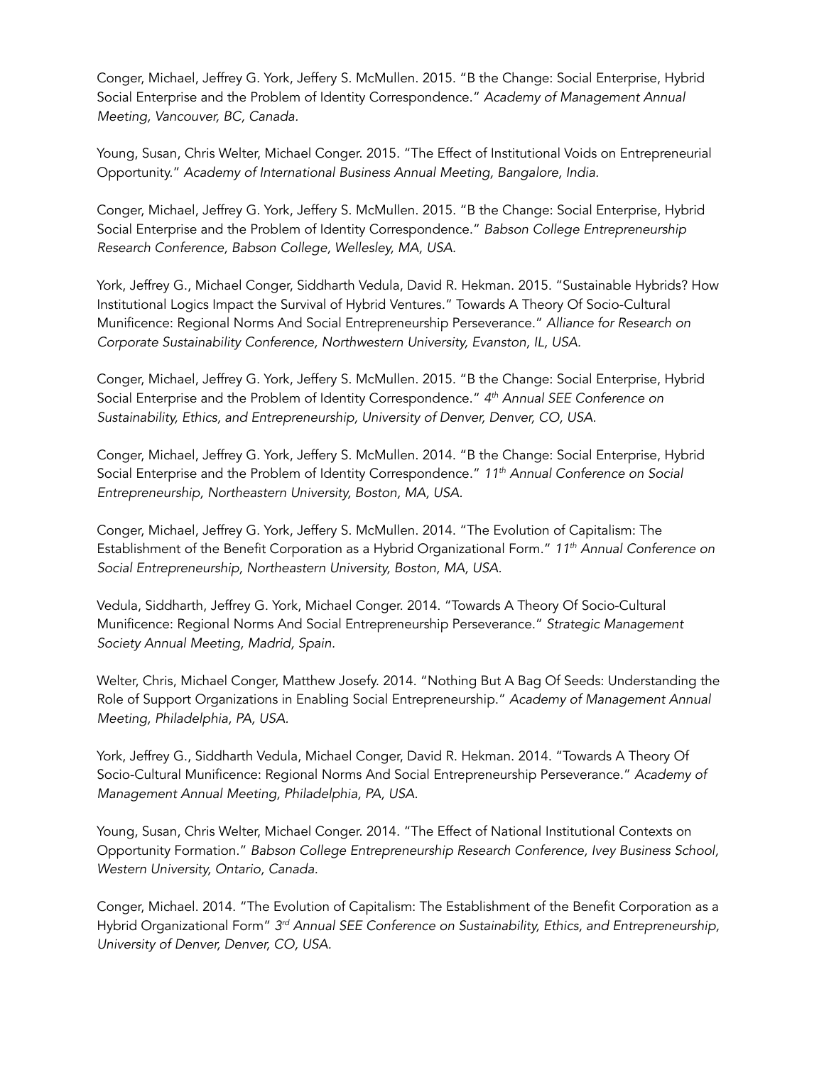Conger, Michael, Jeffrey G. York, Jeffery S. McMullen. 2015. "B the Change: Social Enterprise, Hybrid Social Enterprise and the Problem of Identity Correspondence." *Academy of Management Annual Meeting, Vancouver, BC, Canada.*

Young, Susan, Chris Welter, Michael Conger. 2015. "The Effect of Institutional Voids on Entrepreneurial Opportunity." *Academy of International Business Annual Meeting, Bangalore, India.*

Conger, Michael, Jeffrey G. York, Jeffery S. McMullen. 2015. "B the Change: Social Enterprise, Hybrid Social Enterprise and the Problem of Identity Correspondence." *Babson College Entrepreneurship Research Conference, Babson College, Wellesley, MA, USA.*

York, Jeffrey G., Michael Conger, Siddharth Vedula, David R. Hekman. 2015. "Sustainable Hybrids? How Institutional Logics Impact the Survival of Hybrid Ventures." Towards A Theory Of Socio-Cultural Munificence: Regional Norms And Social Entrepreneurship Perseverance." *Alliance for Research on Corporate Sustainability Conference, Northwestern University, Evanston, IL, USA.*

Conger, Michael, Jeffrey G. York, Jeffery S. McMullen. 2015. "B the Change: Social Enterprise, Hybrid Social Enterprise and the Problem of Identity Correspondence." *4th Annual SEE Conference on Sustainability, Ethics, and Entrepreneurship, University of Denver, Denver, CO, USA.*

Conger, Michael, Jeffrey G. York, Jeffery S. McMullen. 2014. "B the Change: Social Enterprise, Hybrid Social Enterprise and the Problem of Identity Correspondence." *11th Annual Conference on Social Entrepreneurship, Northeastern University, Boston, MA, USA.*

Conger, Michael, Jeffrey G. York, Jeffery S. McMullen. 2014. "The Evolution of Capitalism: The Establishment of the Benefit Corporation as a Hybrid Organizational Form." *11th Annual Conference on Social Entrepreneurship, Northeastern University, Boston, MA, USA.*

Vedula, Siddharth, Jeffrey G. York, Michael Conger. 2014. "Towards A Theory Of Socio-Cultural Munificence: Regional Norms And Social Entrepreneurship Perseverance." *Strategic Management Society Annual Meeting, Madrid, Spain.*

Welter, Chris, Michael Conger, Matthew Josefy. 2014. "Nothing But A Bag Of Seeds: Understanding the Role of Support Organizations in Enabling Social Entrepreneurship." *Academy of Management Annual Meeting, Philadelphia, PA, USA.*

York, Jeffrey G., Siddharth Vedula, Michael Conger, David R. Hekman. 2014. "Towards A Theory Of Socio-Cultural Munificence: Regional Norms And Social Entrepreneurship Perseverance." *Academy of Management Annual Meeting, Philadelphia, PA, USA.*

Young, Susan, Chris Welter, Michael Conger. 2014. "The Effect of National Institutional Contexts on Opportunity Formation." *Babson College Entrepreneurship Research Conference, Ivey Business School, Western University, Ontario, Canada.*

Conger, Michael. 2014. "The Evolution of Capitalism: The Establishment of the Benefit Corporation as a Hybrid Organizational Form" *3rd Annual SEE Conference on Sustainability, Ethics, and Entrepreneurship, University of Denver, Denver, CO, USA.*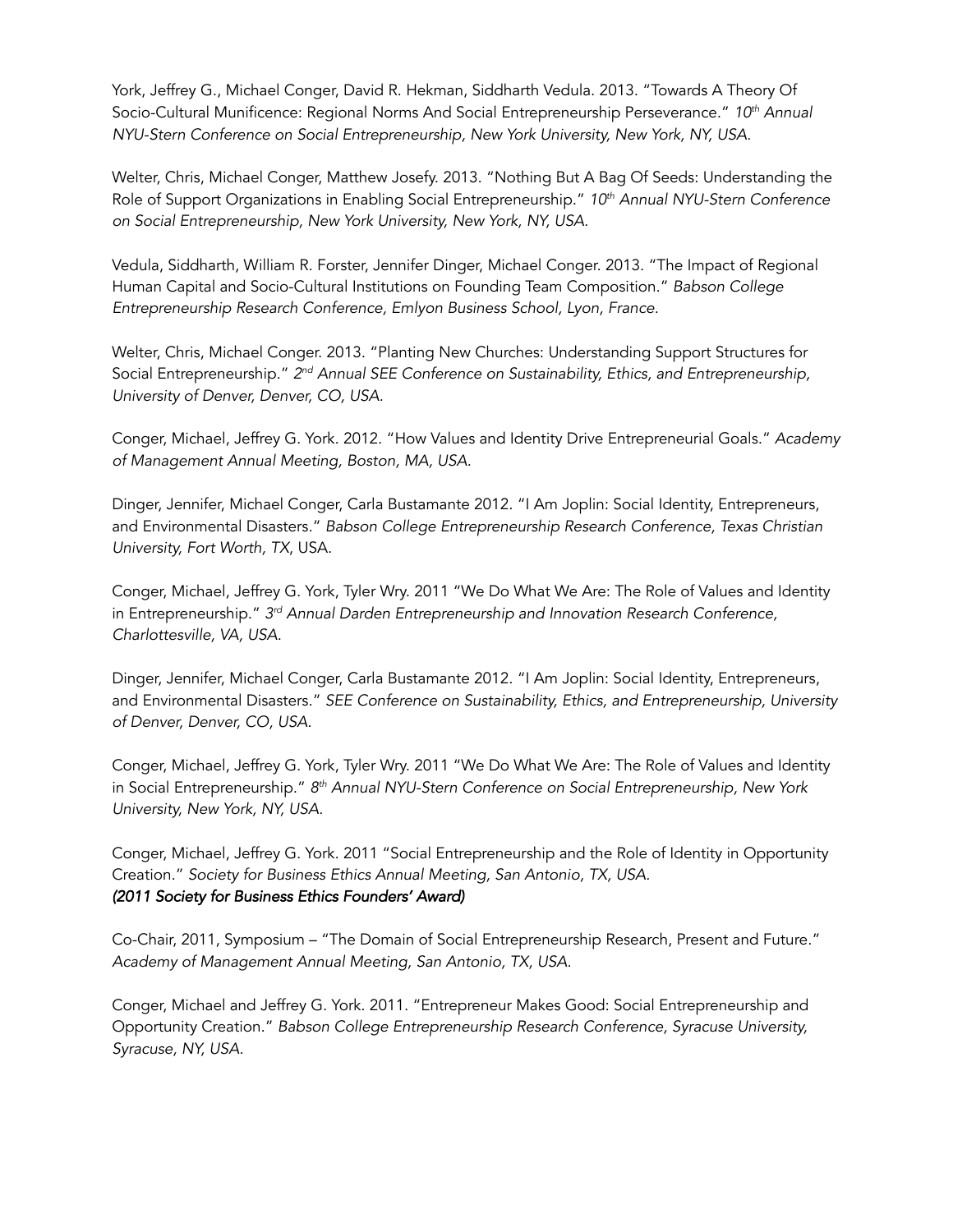York, Jeffrey G., Michael Conger, David R. Hekman, Siddharth Vedula. 2013. "Towards A Theory Of Socio-Cultural Munificence: Regional Norms And Social Entrepreneurship Perseverance." *10th Annual NYU-Stern Conference on Social Entrepreneurship, New York University, New York, NY, USA.*

Welter, Chris, Michael Conger, Matthew Josefy. 2013. "Nothing But A Bag Of Seeds: Understanding the Role of Support Organizations in Enabling Social Entrepreneurship." *10th Annual NYU-Stern Conference on Social Entrepreneurship, New York University, New York, NY, USA.*

Vedula, Siddharth, William R. Forster, Jennifer Dinger, Michael Conger. 2013. "The Impact of Regional Human Capital and Socio-Cultural Institutions on Founding Team Composition." *Babson College Entrepreneurship Research Conference, Emlyon Business School, Lyon, France.*

Welter, Chris, Michael Conger. 2013. "Planting New Churches: Understanding Support Structures for Social Entrepreneurship." *2nd Annual SEE Conference on Sustainability, Ethics, and Entrepreneurship, University of Denver, Denver, CO, USA.*

Conger, Michael, Jeffrey G. York. 2012. "How Values and Identity Drive Entrepreneurial Goals." *Academy of Management Annual Meeting, Boston, MA, USA.*

Dinger, Jennifer, Michael Conger, Carla Bustamante 2012. "I Am Joplin: Social Identity, Entrepreneurs, and Environmental Disasters." *Babson College Entrepreneurship Research Conference, Texas Christian University, Fort Worth, TX*, USA.

Conger, Michael, Jeffrey G. York, Tyler Wry. 2011 "We Do What We Are: The Role of Values and Identity in Entrepreneurship." *3rd Annual Darden Entrepreneurship and Innovation Research Conference, Charlottesville, VA, USA.*

Dinger, Jennifer, Michael Conger, Carla Bustamante 2012. "I Am Joplin: Social Identity, Entrepreneurs, and Environmental Disasters." *SEE Conference on Sustainability, Ethics, and Entrepreneurship, University of Denver, Denver, CO, USA.*

Conger, Michael, Jeffrey G. York, Tyler Wry. 2011 "We Do What We Are: The Role of Values and Identity in Social Entrepreneurship." *8th Annual NYU-Stern Conference on Social Entrepreneurship, New York University, New York, NY, USA.*

Conger, Michael, Jeffrey G. York. 2011 "Social Entrepreneurship and the Role of Identity in Opportunity Creation." *Society for Business Ethics Annual Meeting, San Antonio, TX, USA.*
***(2011 Society for Business Ethics Founders' Award)***

Co-Chair, 2011, Symposium – "The Domain of Social Entrepreneurship Research, Present and Future." *Academy of Management Annual Meeting, San Antonio, TX, USA.*

Conger, Michael and Jeffrey G. York. 2011. "Entrepreneur Makes Good: Social Entrepreneurship and Opportunity Creation." *Babson College Entrepreneurship Research Conference, Syracuse University, Syracuse, NY, USA.*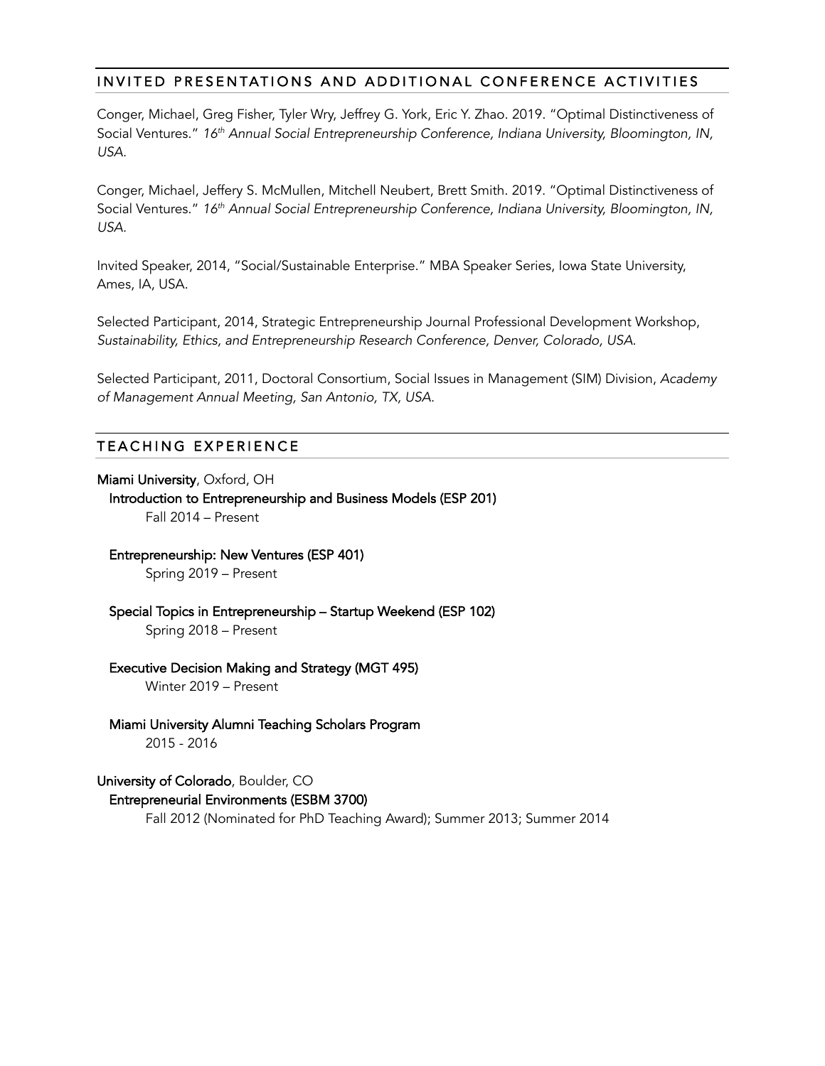## INVITED PRESENTATIONS AND ADDITIONAL CONFERENCE ACTIVITIES

Conger, Michael, Greg Fisher, Tyler Wry, Jeffrey G. York, Eric Y. Zhao. 2019. "Optimal Distinctiveness of Social Ventures." *16th Annual Social Entrepreneurship Conference, Indiana University, Bloomington, IN, USA.*

Conger, Michael, Jeffery S. McMullen, Mitchell Neubert, Brett Smith. 2019. "Optimal Distinctiveness of Social Ventures." *16th Annual Social Entrepreneurship Conference, Indiana University, Bloomington, IN, USA.*

Invited Speaker, 2014, "Social/Sustainable Enterprise." MBA Speaker Series, Iowa State University, Ames, IA, USA.

Selected Participant, 2014, Strategic Entrepreneurship Journal Professional Development Workshop, *Sustainability, Ethics, and Entrepreneurship Research Conference, Denver, Colorado, USA.*

Selected Participant, 2011, Doctoral Consortium, Social Issues in Management (SIM) Division, *Academy of Management Annual Meeting, San Antonio, TX, USA.*

## TEACHING EXPERIENCE

**Miami University**, Oxford, OH

**Introduction to Entrepreneurship and Business Models (ESP 201)**
Fall 2014 – Present

**Entrepreneurship: New Ventures (ESP 401)**
Spring 2019 – Present

**Special Topics in Entrepreneurship – Startup Weekend (ESP 102)**
Spring 2018 – Present

**Executive Decision Making and Strategy (MGT 495)**
Winter 2019 – Present

**Miami University Alumni Teaching Scholars Program**
2015 - 2016

**University of Colorado**, Boulder, CO

**Entrepreneurial Environments (ESBM 3700)**
Fall 2012 (Nominated for PhD Teaching Award); Summer 2013; Summer 2014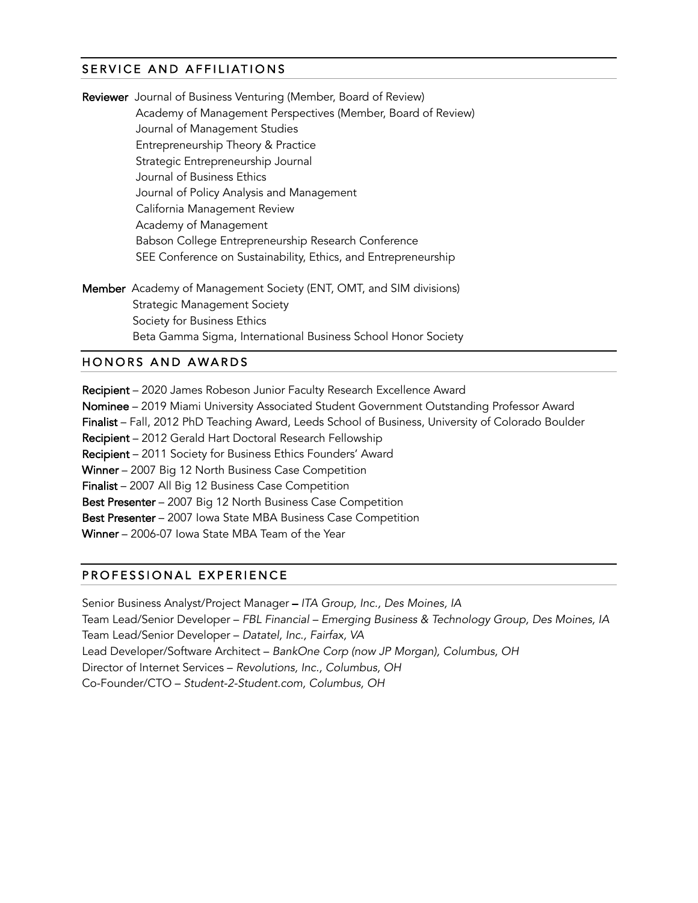## SERVICE AND AFFILIATIONS

**Reviewer** Journal of Business Venturing (Member, Board of Review)
Academy of Management Perspectives (Member, Board of Review)
Journal of Management Studies
Entrepreneurship Theory & Practice
Strategic Entrepreneurship Journal
Journal of Business Ethics
Journal of Policy Analysis and Management
California Management Review
Academy of Management
Babson College Entrepreneurship Research Conference
SEE Conference on Sustainability, Ethics, and Entrepreneurship

**Member** Academy of Management Society (ENT, OMT, and SIM divisions)
Strategic Management Society
Society for Business Ethics
Beta Gamma Sigma, International Business School Honor Society

## HONORS AND AWARDS

**Recipient** – 2020 James Robeson Junior Faculty Research Excellence Award
**Nominee** – 2019 Miami University Associated Student Government Outstanding Professor Award
**Finalist** – Fall, 2012 PhD Teaching Award, Leeds School of Business, University of Colorado Boulder
**Recipient** – 2012 Gerald Hart Doctoral Research Fellowship
**Recipient** – 2011 Society for Business Ethics Founders' Award
**Winner** – 2007 Big 12 North Business Case Competition
**Finalist** – 2007 All Big 12 Business Case Competition
**Best Presenter** – 2007 Big 12 North Business Case Competition
**Best Presenter** – 2007 Iowa State MBA Business Case Competition
**Winner** – 2006-07 Iowa State MBA Team of the Year

## PROFESSIONAL EXPERIENCE

Senior Business Analyst/Project Manager – *ITA Group, Inc., Des Moines, IA*
Team Lead/Senior Developer – *FBL Financial – Emerging Business & Technology Group, Des Moines, IA*
Team Lead/Senior Developer – *Datatel, Inc., Fairfax, VA*
Lead Developer/Software Architect – *BankOne Corp (now JP Morgan), Columbus, OH*
Director of Internet Services – *Revolutions, Inc., Columbus, OH*
Co-Founder/CTO – *Student-2-Student.com, Columbus, OH*